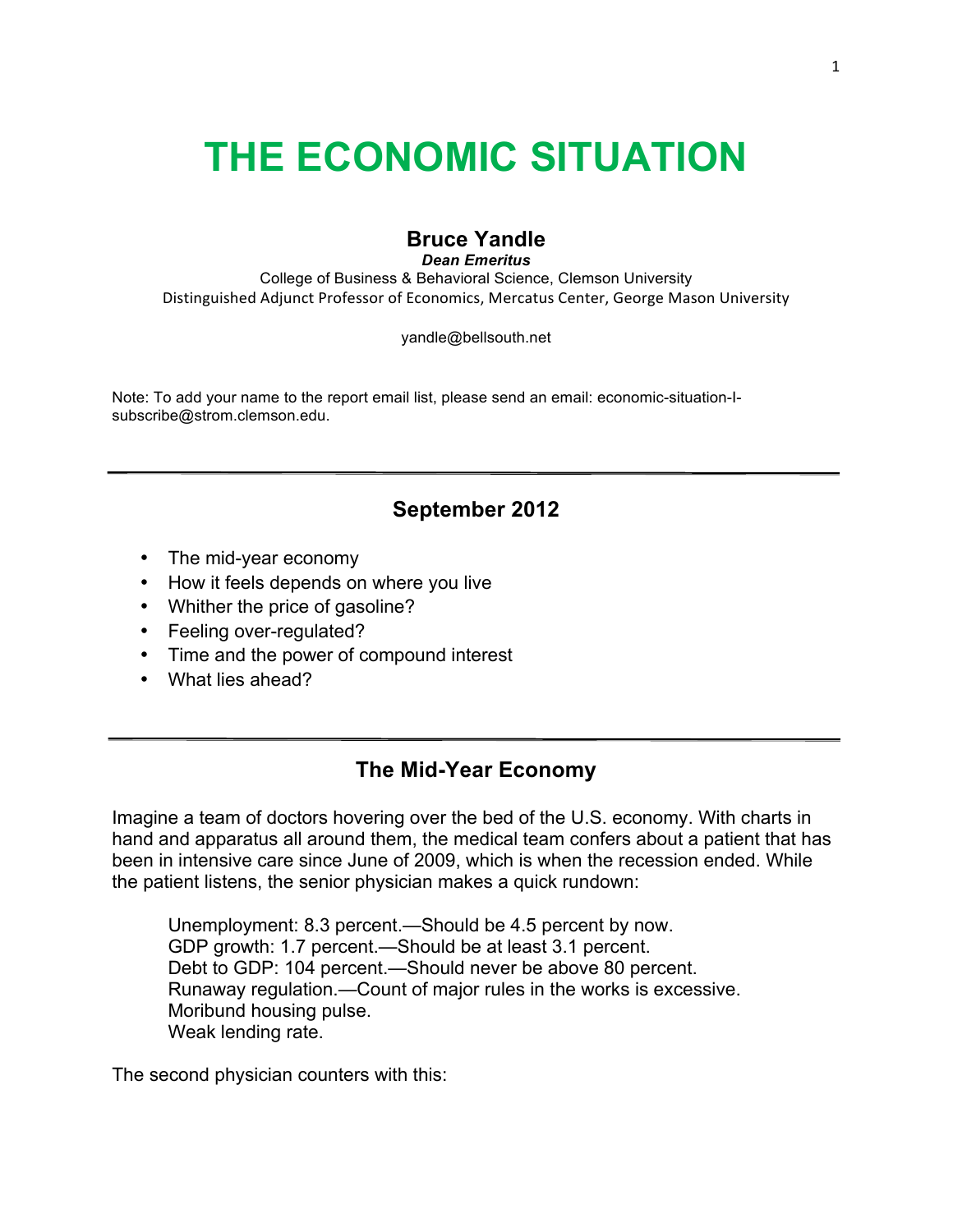# THE ECONOMIC SITUATION

**Bruce Yandle**
***Dean Emeritus***
College of Business & Behavioral Science, Clemson University
Distinguished Adjunct Professor of Economics, Mercatus Center, George Mason University

yandle@bellsouth.net

Note: To add your name to the report email list, please send an email: economic-situation-l-subscribe@strom.clemson.edu.

---

## September 2012

- The mid-year economy
- How it feels depends on where you live
- Whither the price of gasoline?
- Feeling over-regulated?
- Time and the power of compound interest
- What lies ahead?

---

## The Mid-Year Economy

Imagine a team of doctors hovering over the bed of the U.S. economy. With charts in hand and apparatus all around them, the medical team confers about a patient that has been in intensive care since June of 2009, which is when the recession ended. While the patient listens, the senior physician makes a quick rundown:

> Unemployment: 8.3 percent.—Should be 4.5 percent by now.
> GDP growth: 1.7 percent.—Should be at least 3.1 percent.
> Debt to GDP: 104 percent.—Should never be above 80 percent.
> Runaway regulation.—Count of major rules in the works is excessive.
> Moribund housing pulse.
> Weak lending rate.

The second physician counters with this: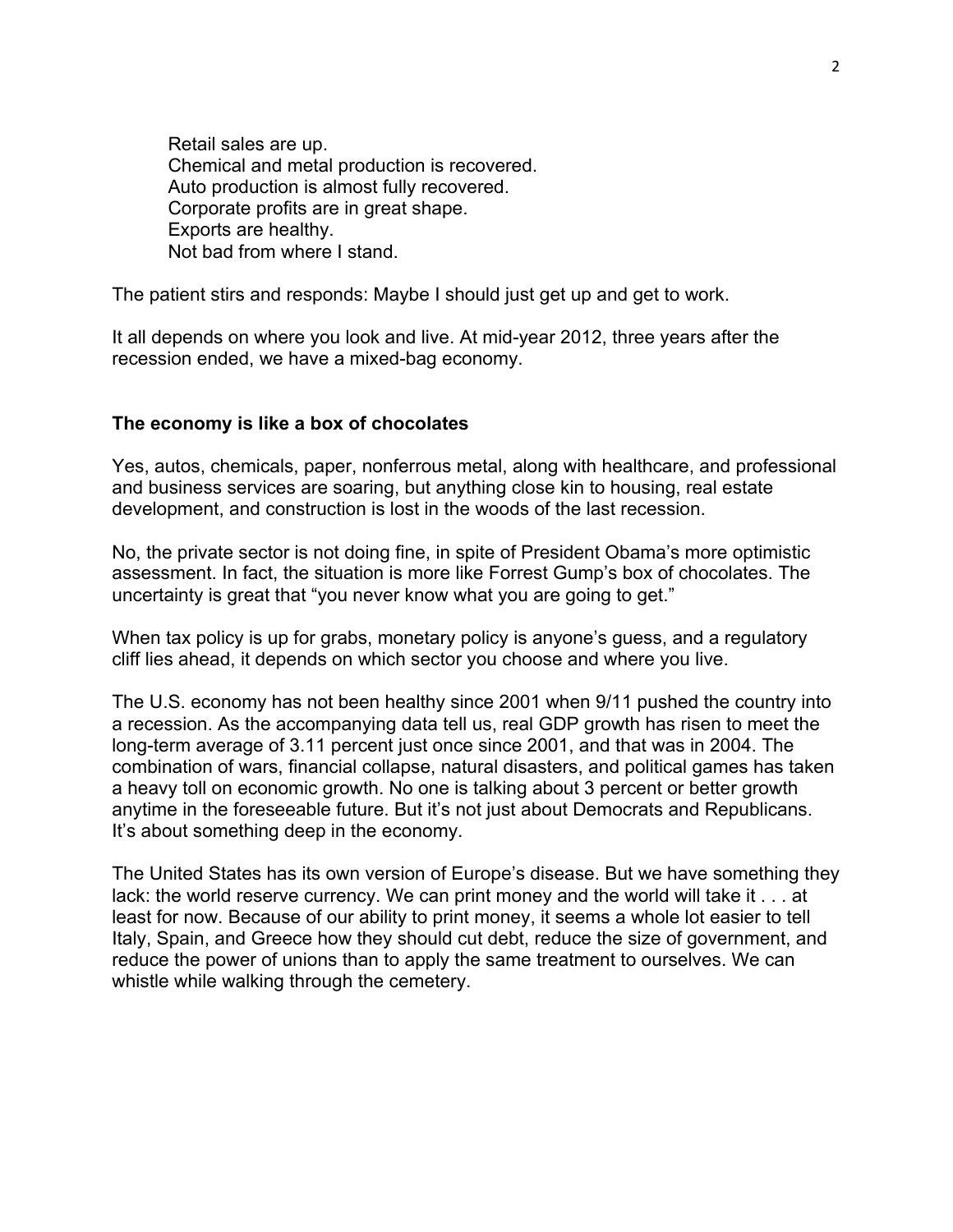Retail sales are up.  
Chemical and metal production is recovered.  
Auto production is almost fully recovered.  
Corporate profits are in great shape.  
Exports are healthy.  
Not bad from where I stand.

The patient stirs and responds: Maybe I should just get up and get to work.

It all depends on where you look and live. At mid-year 2012, three years after the recession ended, we have a mixed-bag economy.

**The economy is like a box of chocolates**

Yes, autos, chemicals, paper, nonferrous metal, along with healthcare, and professional and business services are soaring, but anything close kin to housing, real estate development, and construction is lost in the woods of the last recession.

No, the private sector is not doing fine, in spite of President Obama's more optimistic assessment. In fact, the situation is more like Forrest Gump's box of chocolates. The uncertainty is great that "you never know what you are going to get."

When tax policy is up for grabs, monetary policy is anyone's guess, and a regulatory cliff lies ahead, it depends on which sector you choose and where you live.

The U.S. economy has not been healthy since 2001 when 9/11 pushed the country into a recession. As the accompanying data tell us, real GDP growth has risen to meet the long-term average of 3.11 percent just once since 2001, and that was in 2004. The combination of wars, financial collapse, natural disasters, and political games has taken a heavy toll on economic growth. No one is talking about 3 percent or better growth anytime in the foreseeable future. But it's not just about Democrats and Republicans. It's about something deep in the economy.

The United States has its own version of Europe's disease. But we have something they lack: the world reserve currency. We can print money and the world will take it . . . at least for now. Because of our ability to print money, it seems a whole lot easier to tell Italy, Spain, and Greece how they should cut debt, reduce the size of government, and reduce the power of unions than to apply the same treatment to ourselves. We can whistle while walking through the cemetery.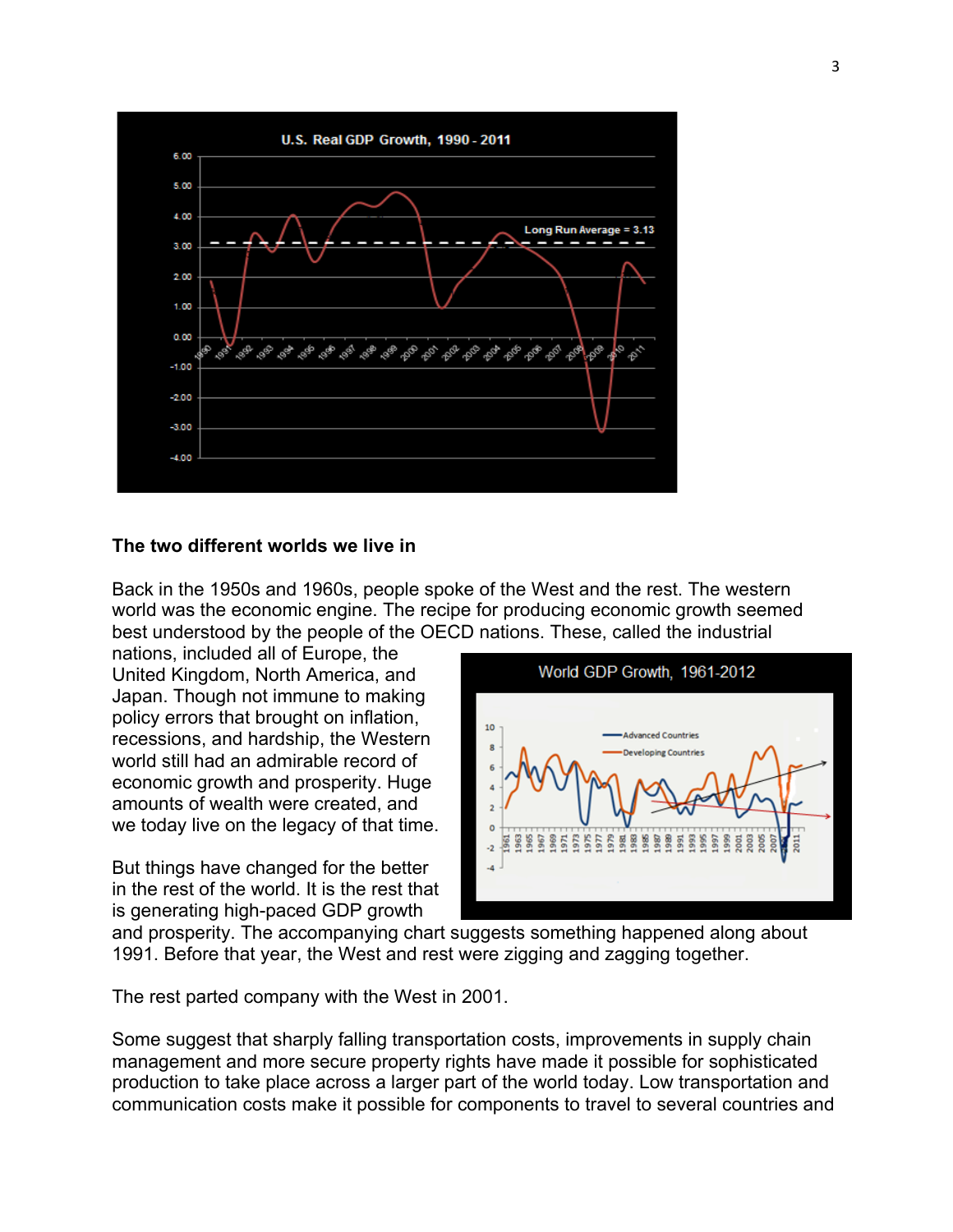## The two different worlds we live in

Back in the 1950s and 1960s, people spoke of the West and the rest. The western world was the economic engine. The recipe for producing economic growth seemed best understood by the people of the OECD nations. These, called the industrial nations, included all of Europe, the United Kingdom, North America, and Japan. Though not immune to making policy errors that brought on inflation, recessions, and hardship, the Western world still had an admirable record of economic growth and prosperity. Huge amounts of wealth were created, and we today live on the legacy of that time.

But things have changed for the better in the rest of the world. It is the rest that is generating high-paced GDP growth and prosperity. The accompanying chart suggests something happened along about 1991. Before that year, the West and rest were zigging and zagging together.

The rest parted company with the West in 2001.

Some suggest that sharply falling transportation costs, improvements in supply chain management and more secure property rights have made it possible for sophisticated production to take place across a larger part of the world today. Low transportation and communication costs make it possible for components to travel to several countries and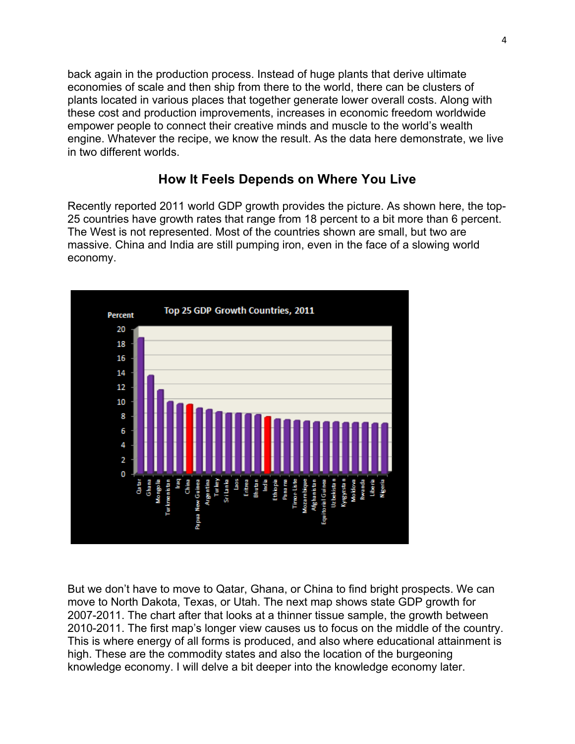back again in the production process. Instead of huge plants that derive ultimate economies of scale and then ship from there to the world, there can be clusters of plants located in various places that together generate lower overall costs. Along with these cost and production improvements, increases in economic freedom worldwide empower people to connect their creative minds and muscle to the world's wealth engine. Whatever the recipe, we know the result. As the data here demonstrate, we live in two different worlds.

## How It Feels Depends on Where You Live

Recently reported 2011 world GDP growth provides the picture. As shown here, the top-25 countries have growth rates that range from 18 percent to a bit more than 6 percent. The West is not represented. Most of the countries shown are small, but two are massive. China and India are still pumping iron, even in the face of a slowing world economy.

Top 25 GDP Growth Countries, 2011

But we don't have to move to Qatar, Ghana, or China to find bright prospects. We can move to North Dakota, Texas, or Utah. The next map shows state GDP growth for 2007-2011. The chart after that looks at a thinner tissue sample, the growth between 2010-2011. The first map's longer view causes us to focus on the middle of the country. This is where energy of all forms is produced, and also where educational attainment is high. These are the commodity states and also the location of the burgeoning knowledge economy. I will delve a bit deeper into the knowledge economy later.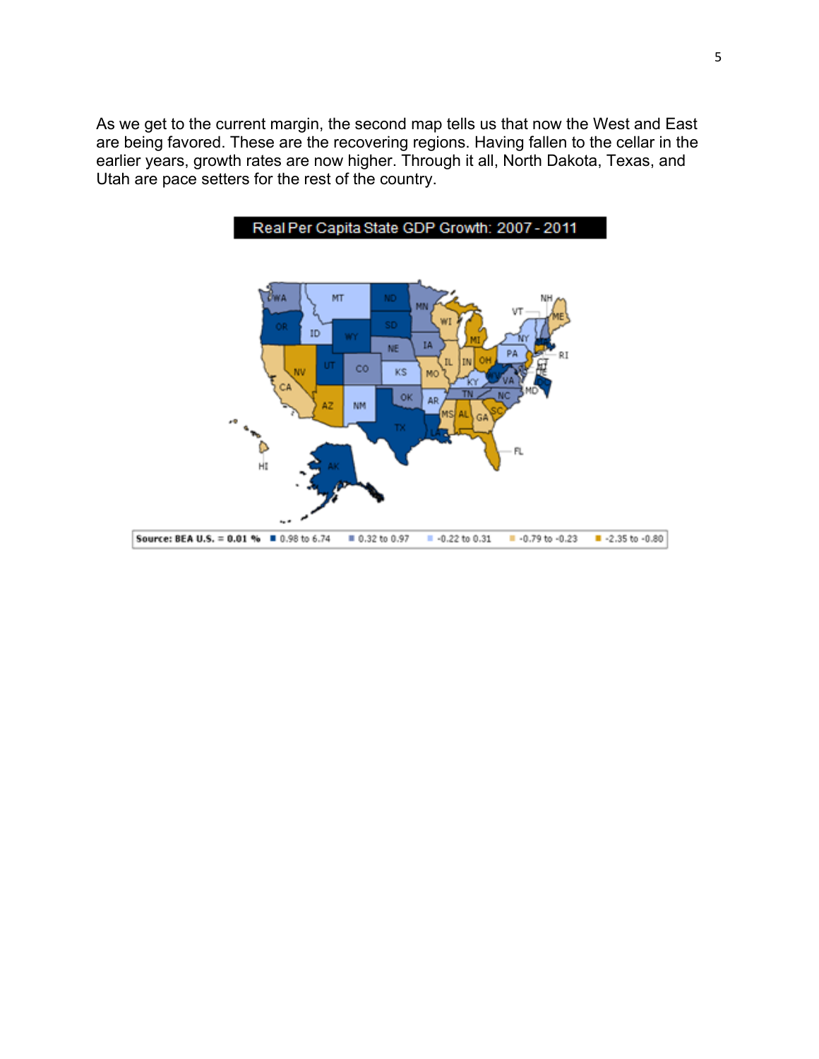As we get to the current margin, the second map tells us that now the West and East are being favored. These are the recovering regions. Having fallen to the cellar in the earlier years, growth rates are now higher. Through it all, North Dakota, Texas, and Utah are pace setters for the rest of the country.

**Real Per Capita State GDP Growth: 2007 - 2011**

Source: BEA U.S. = 0.01 % ■ 0.98 to 6.74 ■ 0.32 to 0.97 ■ -0.22 to 0.31 ■ -0.79 to -0.23 ■ -2.35 to -0.80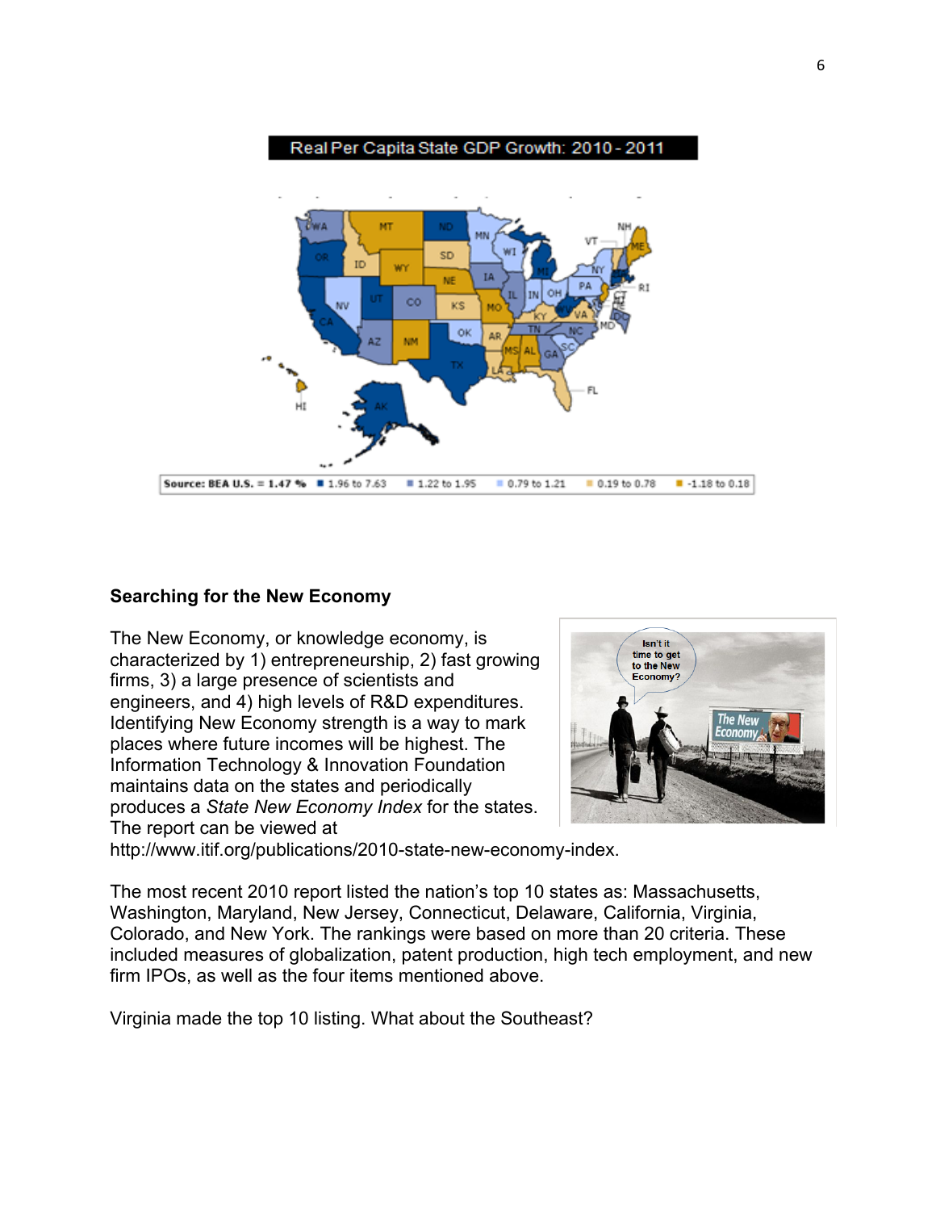## Searching for the New Economy

The New Economy, or knowledge economy, is characterized by 1) entrepreneurship, 2) fast growing firms, 3) a large presence of scientists and engineers, and 4) high levels of R&D expenditures. Identifying New Economy strength is a way to mark places where future incomes will be highest. The Information Technology & Innovation Foundation maintains data on the states and periodically produces a *State New Economy Index* for the states. The report can be viewed at http://www.itif.org/publications/2010-state-new-economy-index.

The most recent 2010 report listed the nation's top 10 states as: Massachusetts, Washington, Maryland, New Jersey, Connecticut, Delaware, California, Virginia, Colorado, and New York. The rankings were based on more than 20 criteria. These included measures of globalization, patent production, high tech employment, and new firm IPOs, as well as the four items mentioned above.

Virginia made the top 10 listing. What about the Southeast?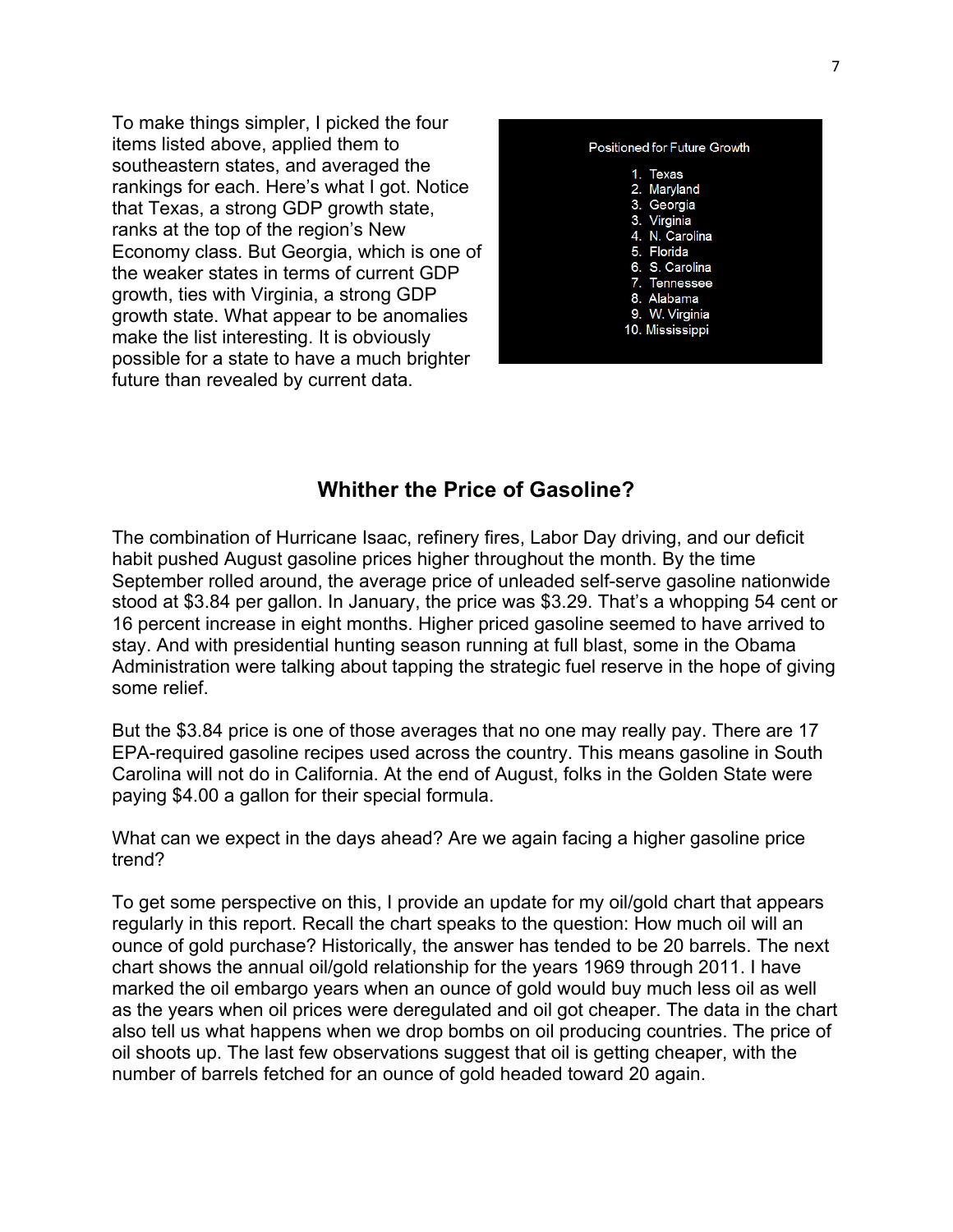To make things simpler, I picked the four items listed above, applied them to southeastern states, and averaged the rankings for each. Here's what I got. Notice that Texas, a strong GDP growth state, ranks at the top of the region's New Economy class. But Georgia, which is one of the weaker states in terms of current GDP growth, ties with Virginia, a strong GDP growth state. What appear to be anomalies make the list interesting. It is obviously possible for a state to have a much brighter future than revealed by current data.

Positioned for Future Growth

1. Texas
2. Maryland
3. Georgia
3. Virginia
4. N. Carolina
5. Florida
6. S. Carolina
7. Tennessee
8. Alabama
9. W. Virginia
10. Mississippi

## Whither the Price of Gasoline?

The combination of Hurricane Isaac, refinery fires, Labor Day driving, and our deficit habit pushed August gasoline prices higher throughout the month. By the time September rolled around, the average price of unleaded self-serve gasoline nationwide stood at $3.84 per gallon. In January, the price was $3.29. That's a whopping 54 cent or 16 percent increase in eight months. Higher priced gasoline seemed to have arrived to stay. And with presidential hunting season running at full blast, some in the Obama Administration were talking about tapping the strategic fuel reserve in the hope of giving some relief.

But the $3.84 price is one of those averages that no one may really pay. There are 17 EPA-required gasoline recipes used across the country. This means gasoline in South Carolina will not do in California. At the end of August, folks in the Golden State were paying $4.00 a gallon for their special formula.

What can we expect in the days ahead? Are we again facing a higher gasoline price trend?

To get some perspective on this, I provide an update for my oil/gold chart that appears regularly in this report. Recall the chart speaks to the question: How much oil will an ounce of gold purchase? Historically, the answer has tended to be 20 barrels. The next chart shows the annual oil/gold relationship for the years 1969 through 2011. I have marked the oil embargo years when an ounce of gold would buy much less oil as well as the years when oil prices were deregulated and oil got cheaper. The data in the chart also tell us what happens when we drop bombs on oil producing countries. The price of oil shoots up. The last few observations suggest that oil is getting cheaper, with the number of barrels fetched for an ounce of gold headed toward 20 again.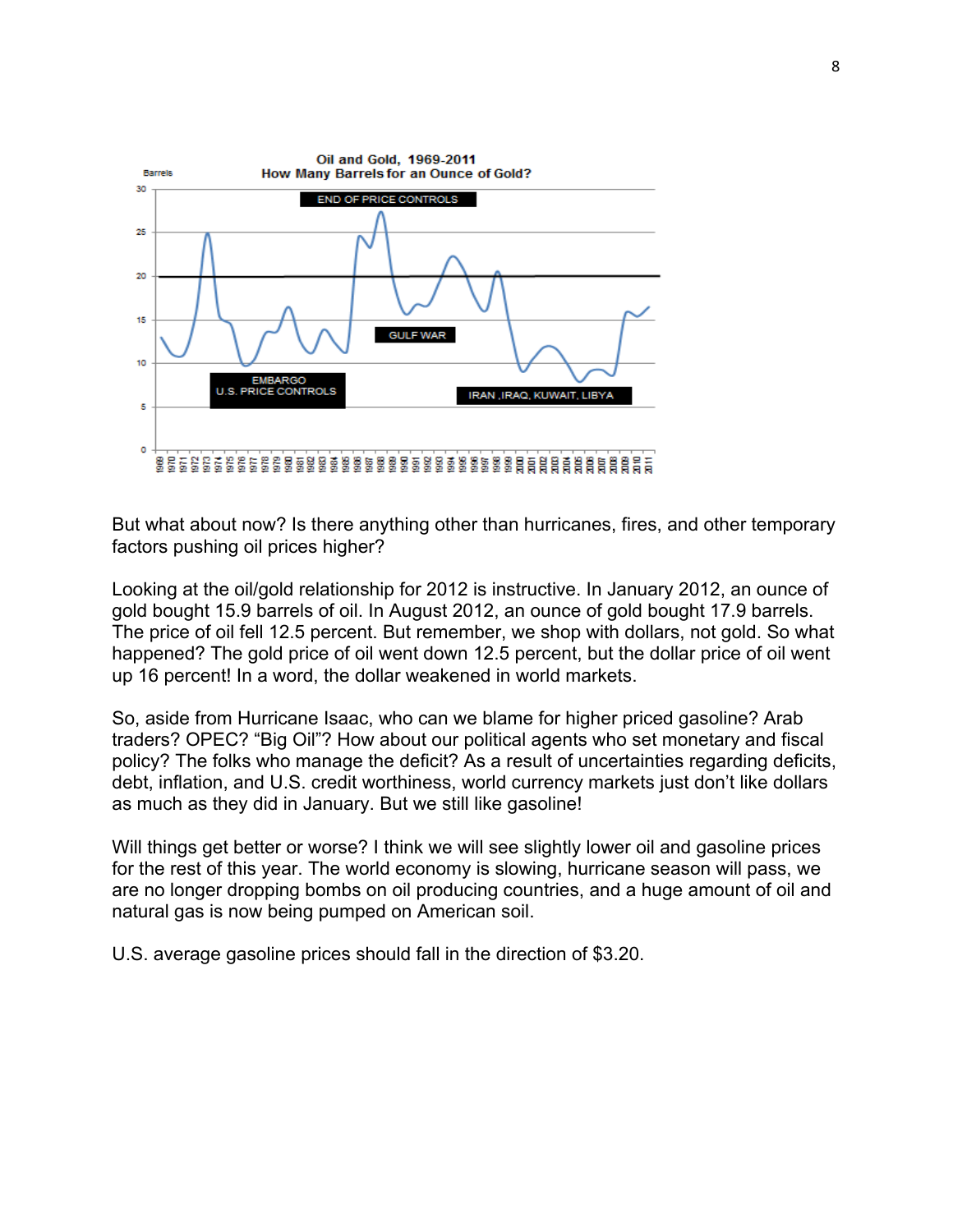Oil and Gold, 1969-2011
How Many Barrels for an Ounce of Gold?

But what about now? Is there anything other than hurricanes, fires, and other temporary factors pushing oil prices higher?

Looking at the oil/gold relationship for 2012 is instructive. In January 2012, an ounce of gold bought 15.9 barrels of oil. In August 2012, an ounce of gold bought 17.9 barrels. The price of oil fell 12.5 percent. But remember, we shop with dollars, not gold. So what happened? The gold price of oil went down 12.5 percent, but the dollar price of oil went up 16 percent! In a word, the dollar weakened in world markets.

So, aside from Hurricane Isaac, who can we blame for higher priced gasoline? Arab traders? OPEC? “Big Oil”? How about our political agents who set monetary and fiscal policy? The folks who manage the deficit? As a result of uncertainties regarding deficits, debt, inflation, and U.S. credit worthiness, world currency markets just don’t like dollars as much as they did in January. But we still like gasoline!

Will things get better or worse? I think we will see slightly lower oil and gasoline prices for the rest of this year. The world economy is slowing, hurricane season will pass, we are no longer dropping bombs on oil producing countries, and a huge amount of oil and natural gas is now being pumped on American soil.

U.S. average gasoline prices should fall in the direction of $3.20.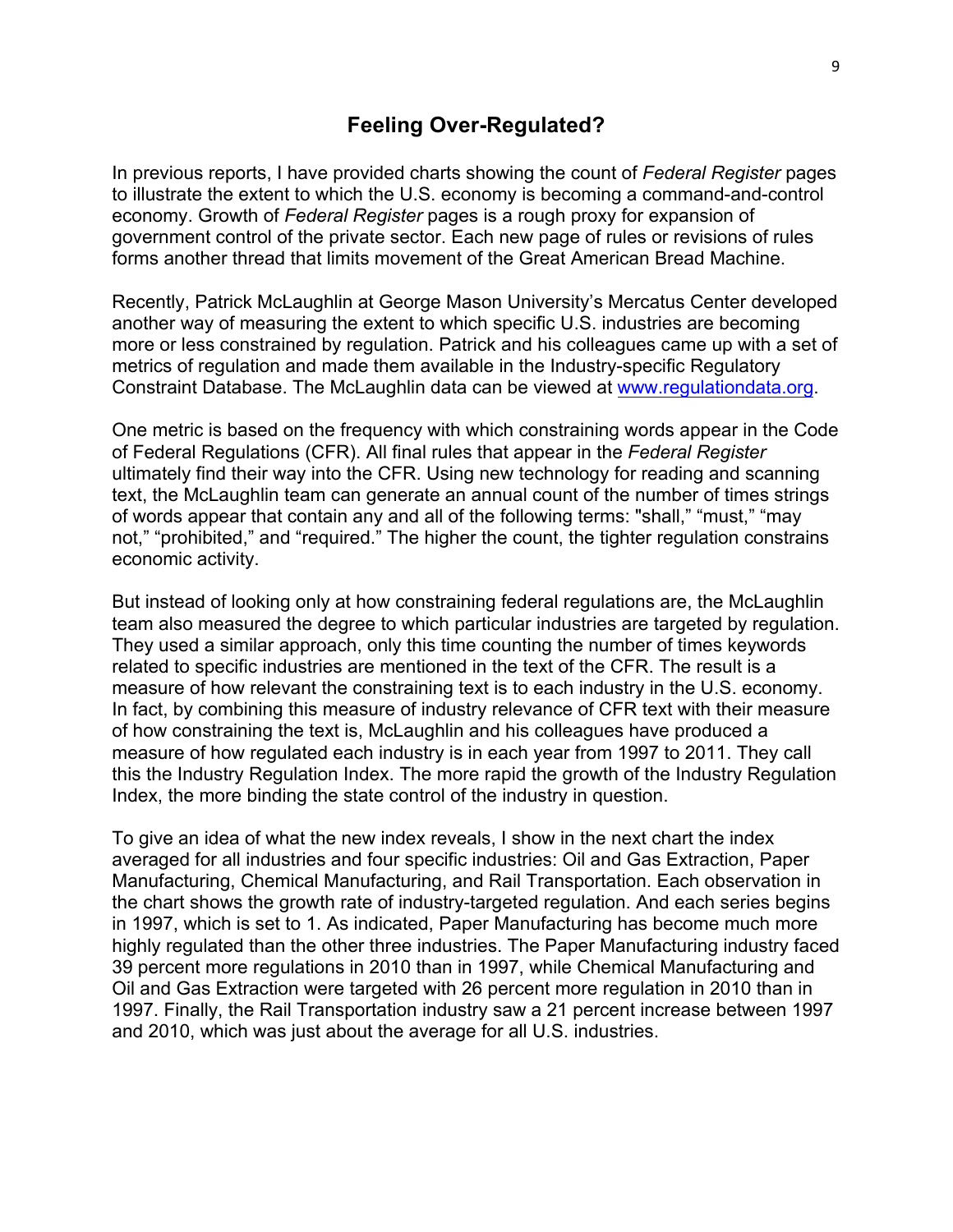## Feeling Over-Regulated?

In previous reports, I have provided charts showing the count of *Federal Register* pages to illustrate the extent to which the U.S. economy is becoming a command-and-control economy. Growth of *Federal Register* pages is a rough proxy for expansion of government control of the private sector. Each new page of rules or revisions of rules forms another thread that limits movement of the Great American Bread Machine.

Recently, Patrick McLaughlin at George Mason University's Mercatus Center developed another way of measuring the extent to which specific U.S. industries are becoming more or less constrained by regulation. Patrick and his colleagues came up with a set of metrics of regulation and made them available in the Industry-specific Regulatory Constraint Database. The McLaughlin data can be viewed at [www.regulationdata.org](www.regulationdata.org).

One metric is based on the frequency with which constraining words appear in the Code of Federal Regulations (CFR). All final rules that appear in the *Federal Register* ultimately find their way into the CFR. Using new technology for reading and scanning text, the McLaughlin team can generate an annual count of the number of times strings of words appear that contain any and all of the following terms: "shall," "must," "may not," "prohibited," and "required." The higher the count, the tighter regulation constrains economic activity.

But instead of looking only at how constraining federal regulations are, the McLaughlin team also measured the degree to which particular industries are targeted by regulation. They used a similar approach, only this time counting the number of times keywords related to specific industries are mentioned in the text of the CFR. The result is a measure of how relevant the constraining text is to each industry in the U.S. economy. In fact, by combining this measure of industry relevance of CFR text with their measure of how constraining the text is, McLaughlin and his colleagues have produced a measure of how regulated each industry is in each year from 1997 to 2011. They call this the Industry Regulation Index. The more rapid the growth of the Industry Regulation Index, the more binding the state control of the industry in question.

To give an idea of what the new index reveals, I show in the next chart the index averaged for all industries and four specific industries: Oil and Gas Extraction, Paper Manufacturing, Chemical Manufacturing, and Rail Transportation. Each observation in the chart shows the growth rate of industry-targeted regulation. And each series begins in 1997, which is set to 1. As indicated, Paper Manufacturing has become much more highly regulated than the other three industries. The Paper Manufacturing industry faced 39 percent more regulations in 2010 than in 1997, while Chemical Manufacturing and Oil and Gas Extraction were targeted with 26 percent more regulation in 2010 than in 1997. Finally, the Rail Transportation industry saw a 21 percent increase between 1997 and 2010, which was just about the average for all U.S. industries.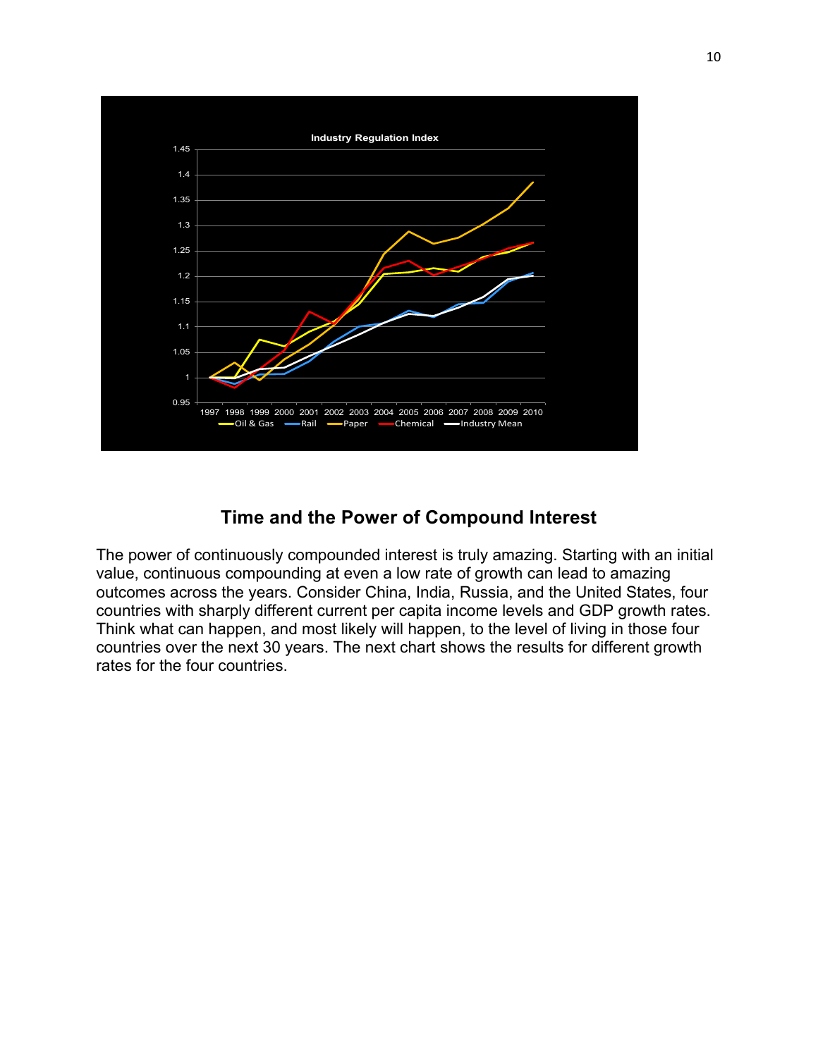## Time and the Power of Compound Interest

The power of continuously compounded interest is truly amazing. Starting with an initial value, continuous compounding at even a low rate of growth can lead to amazing outcomes across the years. Consider China, India, Russia, and the United States, four countries with sharply different current per capita income levels and GDP growth rates. Think what can happen, and most likely will happen, to the level of living in those four countries over the next 30 years. The next chart shows the results for different growth rates for the four countries.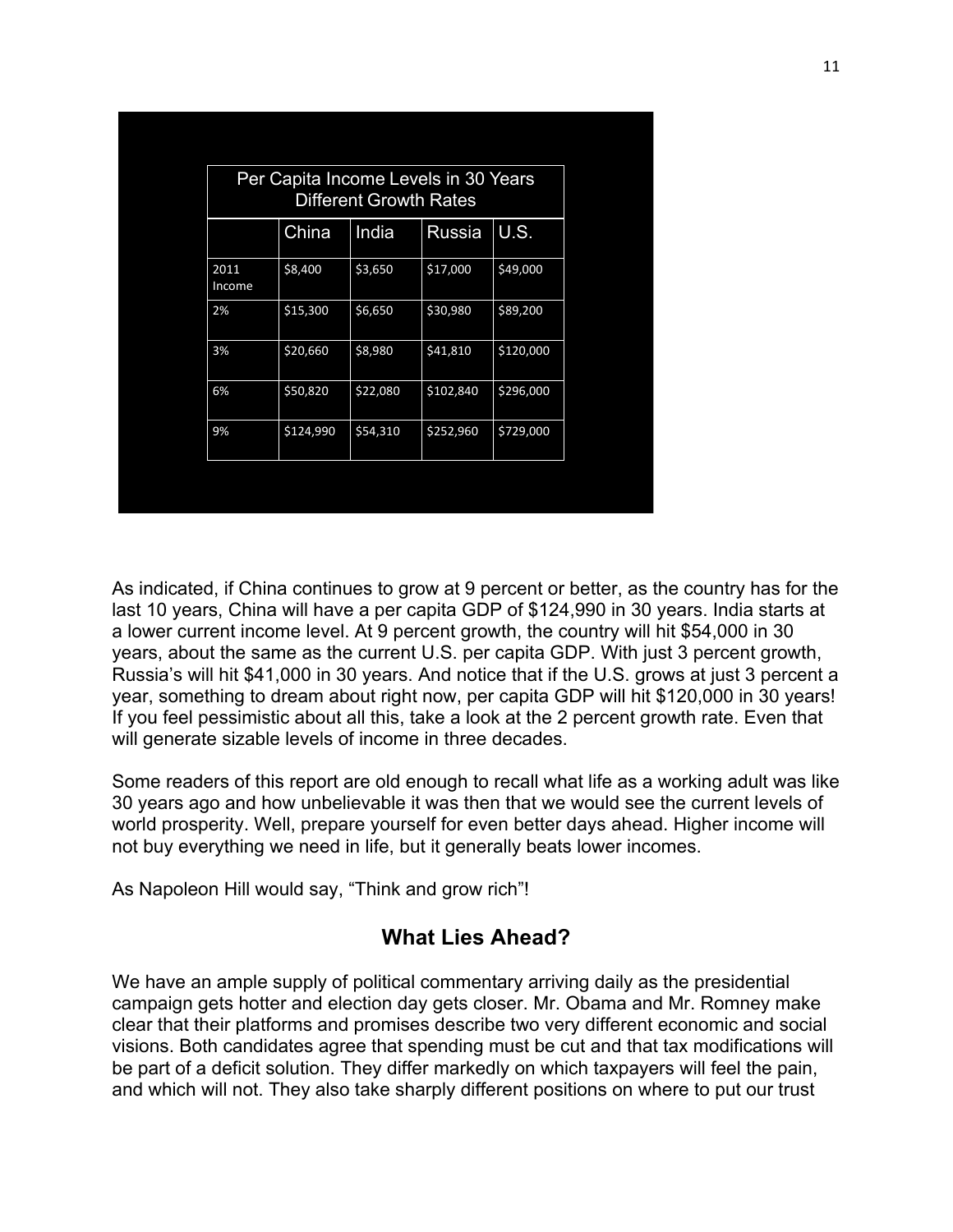| Per Capita Income Levels in 30 Years Different Growth Rates | | | | |
|---|---|---|---|---|
| | China | India | Russia | U.S. |
| 2011 Income | $8,400 | $3,650 | $17,000 | $49,000 |
| 2% | $15,300 | $6,650 | $30,980 | $89,200 |
| 3% | $20,660 | $8,980 | $41,810 | $120,000 |
| 6% | $50,820 | $22,080 | $102,840 | $296,000 |
| 9% | $124,990 | $54,310 | $252,960 | $729,000 |

As indicated, if China continues to grow at 9 percent or better, as the country has for the last 10 years, China will have a per capita GDP of $124,990 in 30 years. India starts at a lower current income level. At 9 percent growth, the country will hit $54,000 in 30 years, about the same as the current U.S. per capita GDP. With just 3 percent growth, Russia's will hit $41,000 in 30 years. And notice that if the U.S. grows at just 3 percent a year, something to dream about right now, per capita GDP will hit $120,000 in 30 years! If you feel pessimistic about all this, take a look at the 2 percent growth rate. Even that will generate sizable levels of income in three decades.

Some readers of this report are old enough to recall what life as a working adult was like 30 years ago and how unbelievable it was then that we would see the current levels of world prosperity. Well, prepare yourself for even better days ahead. Higher income will not buy everything we need in life, but it generally beats lower incomes.

As Napoleon Hill would say, "Think and grow rich"!

## What Lies Ahead?

We have an ample supply of political commentary arriving daily as the presidential campaign gets hotter and election day gets closer. Mr. Obama and Mr. Romney make clear that their platforms and promises describe two very different economic and social visions. Both candidates agree that spending must be cut and that tax modifications will be part of a deficit solution. They differ markedly on which taxpayers will feel the pain, and which will not. They also take sharply different positions on where to put our trust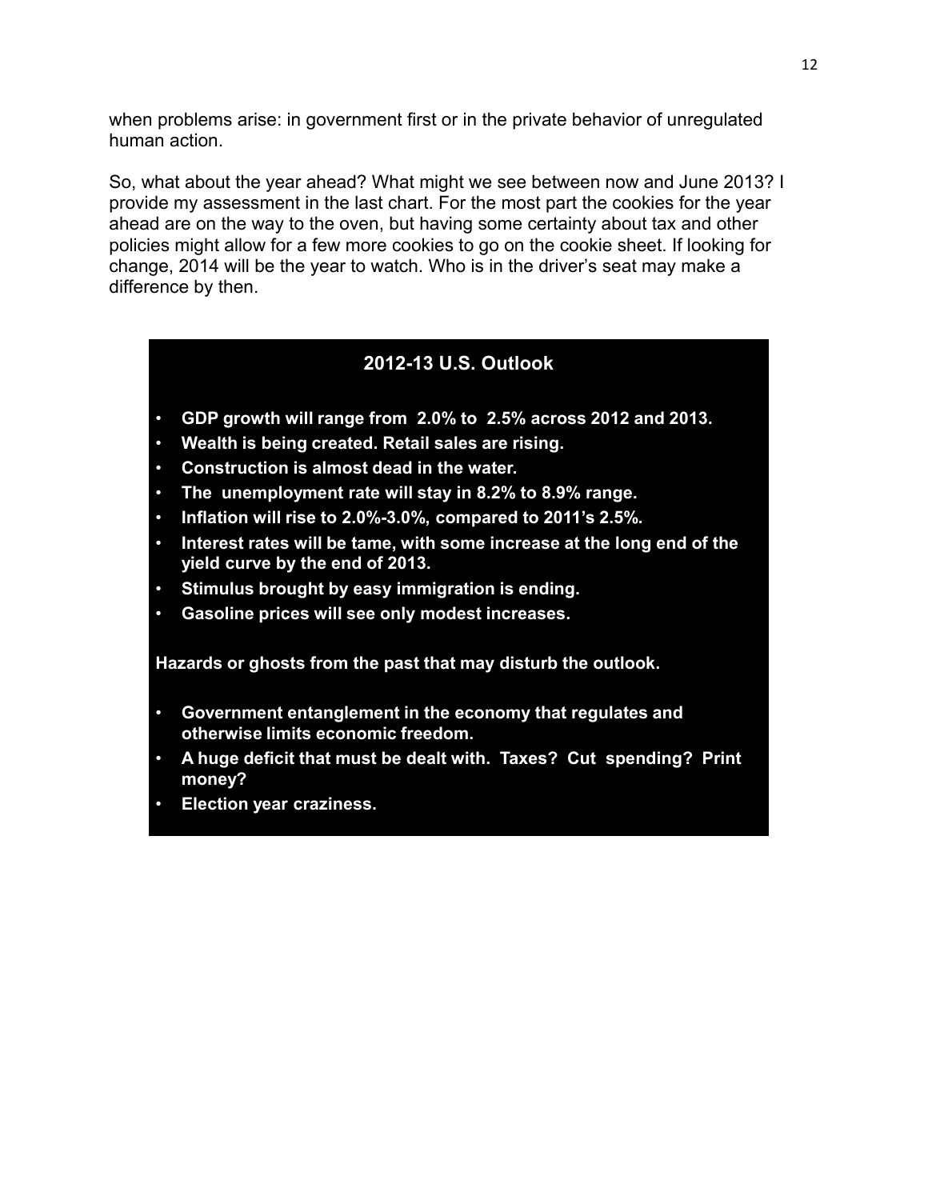when problems arise: in government first or in the private behavior of unregulated human action.

So, what about the year ahead? What might we see between now and June 2013? I provide my assessment in the last chart. For the most part the cookies for the year ahead are on the way to the oven, but having some certainty about tax and other policies might allow for a few more cookies to go on the cookie sheet. If looking for change, 2014 will be the year to watch. Who is in the driver's seat may make a difference by then.

**2012-13 U.S. Outlook**

- **GDP growth will range from 2.0% to 2.5% across 2012 and 2013.**
- **Wealth is being created. Retail sales are rising.**
- **Construction is almost dead in the water.**
- **The unemployment rate will stay in 8.2% to 8.9% range.**
- **Inflation will rise to 2.0%-3.0%, compared to 2011's 2.5%.**
- **Interest rates will be tame, with some increase at the long end of the yield curve by the end of 2013.**
- **Stimulus brought by easy immigration is ending.**
- **Gasoline prices will see only modest increases.**

**Hazards or ghosts from the past that may disturb the outlook.**

- **Government entanglement in the economy that regulates and otherwise limits economic freedom.**
- **A huge deficit that must be dealt with. Taxes? Cut spending? Print money?**
- **Election year craziness.**